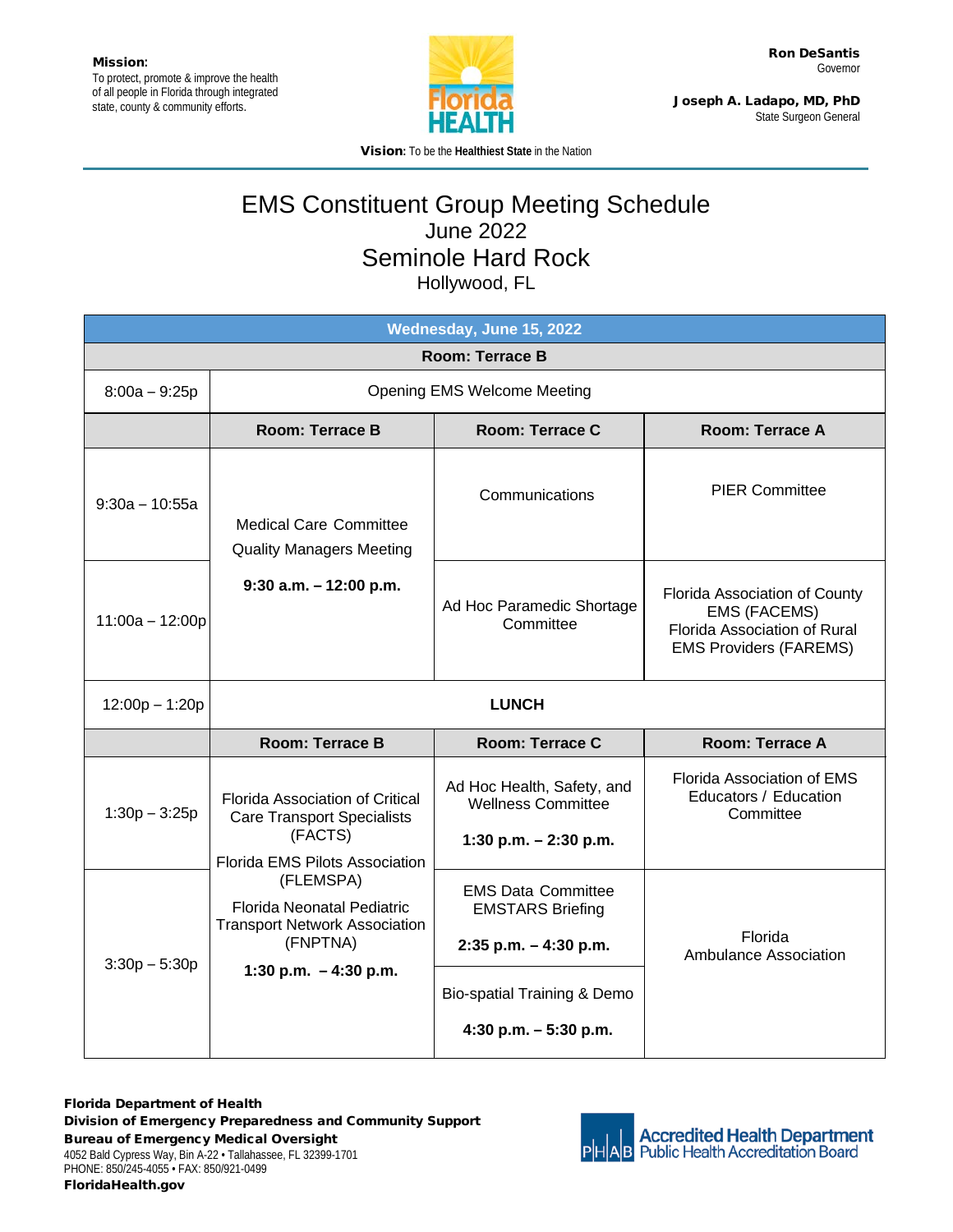**Mission:**
To protect, promote & improve the health of all people in Florida through integrated state, county & community efforts.

**Ron DeSantis**
Governor

**Joseph A. Ladapo, MD, PhD**
State Surgeon General

**Vision:** To be the **Healthiest State** in the Nation

# EMS Constituent Group Meeting Schedule
## June 2022
## Seminole Hard Rock
### Hollywood, FL

| **Wednesday, June 15, 2022** | | | |
|---|---|---|---|
| **Room: Terrace B** | | | |
| 8:00a – 9:25p | Opening EMS Welcome Meeting | | |
| | **Room: Terrace B** | **Room: Terrace C** | **Room: Terrace A** |
| 9:30a – 10:55a | Medical Care Committee<br>Quality Managers Meeting<br>**9:30 a.m. – 12:00 p.m.** | Communications | PIER Committee |
| 11:00a – 12:00p | | Ad Hoc Paramedic Shortage Committee | Florida Association of County EMS (FACEMS)<br>Florida Association of Rural EMS Providers (FAREMS) |
| 12:00p – 1:20p | **LUNCH** | | |
| | **Room: Terrace B** | **Room: Terrace C** | **Room: Terrace A** |
| 1:30p – 3:25p | Florida Association of Critical Care Transport Specialists (FACTS)<br>Florida EMS Pilots Association (FLEMSPA)<br>Florida Neonatal Pediatric Transport Network Association (FNPTNA)<br>**1:30 p.m. – 4:30 p.m.** | Ad Hoc Health, Safety, and Wellness Committee<br>**1:30 p.m. – 2:30 p.m.** | Florida Association of EMS Educators / Education Committee |
| 3:30p – 5:30p | | EMS Data Committee<br>EMSTARS Briefing<br>**2:35 p.m. – 4:30 p.m.**<br>Bio-spatial Training & Demo<br>**4:30 p.m. – 5:30 p.m.** | Florida Ambulance Association |

**Florida Department of Health**
**Division of Emergency Preparedness and Community Support**
**Bureau of Emergency Medical Oversight**
4052 Bald Cypress Way, Bin A-22 • Tallahassee, FL 32399-1701
PHONE: 850/245-4055 • FAX: 850/921-0499
**FloridaHealth.gov**

Accredited Health Department
Public Health Accreditation Board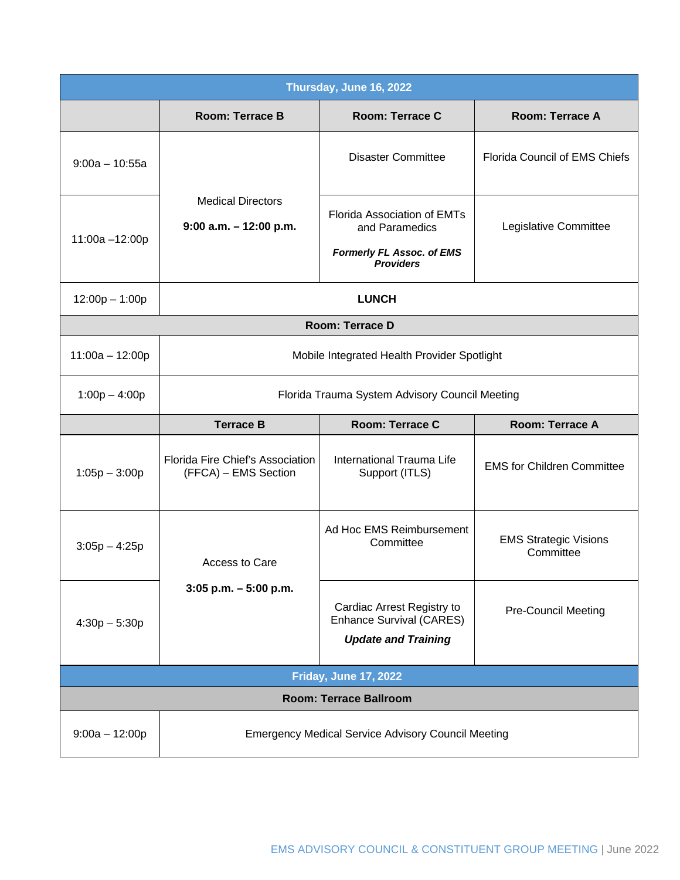| Thursday, June 16, 2022 | | | |
|---|---|---|---|
| | **Room: Terrace B** | **Room: Terrace C** | **Room: Terrace A** |
| 9:00a – 10:55a | Medical Directors<br>**9:00 a.m. – 12:00 p.m.** | Disaster Committee | Florida Council of EMS Chiefs |
| 11:00a –12:00p | | Florida Association of EMTs and Paramedics<br>***Formerly FL Assoc. of EMS Providers*** | Legislative Committee |
| 12:00p – 1:00p | **LUNCH** | | |
| **Room: Terrace D** | | | |
| 11:00a – 12:00p | Mobile Integrated Health Provider Spotlight | | |
| 1:00p – 4:00p | Florida Trauma System Advisory Council Meeting | | |
| | **Terrace B** | **Room: Terrace C** | **Room: Terrace A** |
| 1:05p – 3:00p | Florida Fire Chief's Association (FFCA) – EMS Section | International Trauma Life Support (ITLS) | EMS for Children Committee |
| 3:05p – 4:25p | Access to Care<br>**3:05 p.m. – 5:00 p.m.** | Ad Hoc EMS Reimbursement Committee | EMS Strategic Visions Committee |
| 4:30p – 5:30p | | Cardiac Arrest Registry to Enhance Survival (CARES)<br>***Update and Training*** | Pre-Council Meeting |
| **Friday, June 17, 2022** | | | |
| **Room: Terrace Ballroom** | | | |
| 9:00a – 12:00p | Emergency Medical Service Advisory Council Meeting | | |